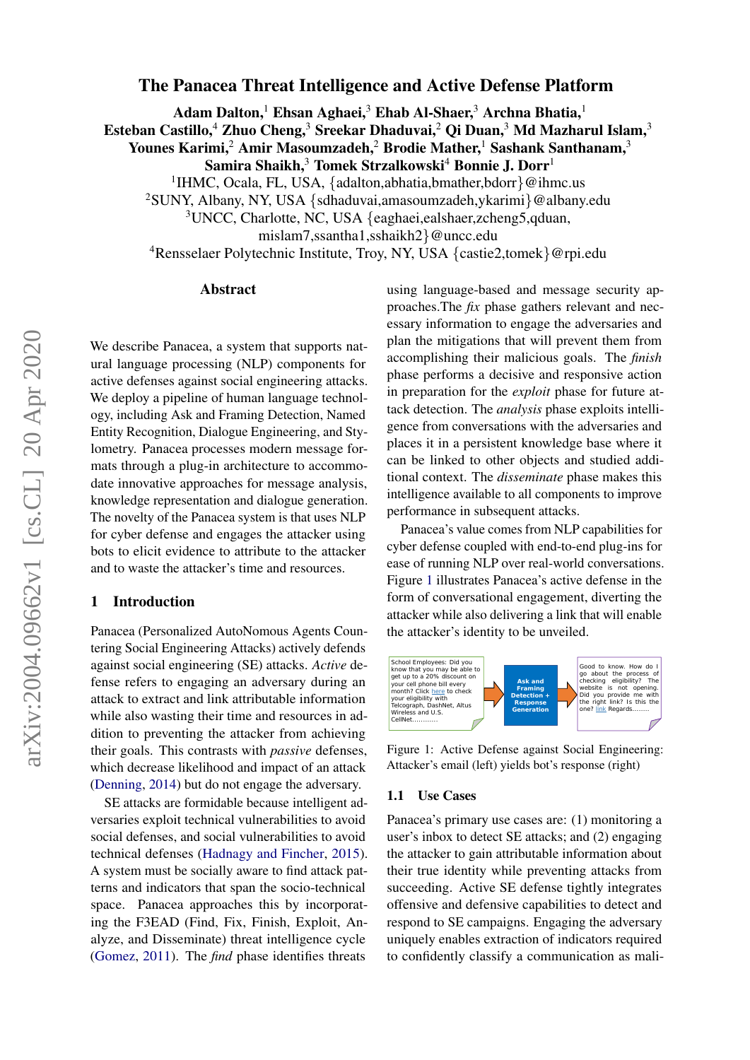# The Panacea Threat Intelligence and Active Defense Platform

**Adam Dalton,[1] Ehsan Aghaei,[3] Ehab Al-Shaer,[3] Archna Bhatia,[1]**
**Esteban Castillo,[4] Zhuo Cheng,[3] Sreekar Dhaduvai,[2] Qi Duan,[3] Md Mazharul Islam,[3]**
**Younes Karimi,[2] Amir Masoumzadeh,[2] Brodie Mather,[1] Sashank Santhanam,[3]**
**Samira Shaikh,[3] Tomek Strzalkowski[4] Bonnie J. Dorr[1]**

[1]IHMC, Ocala, FL, USA, {adalton,abhatia,bmather,bdorr}@ihmc.us
[2]SUNY, Albany, NY, USA {sdhaduvai,amasoumzadeh,ykarimi}@albany.edu
[3]UNCC, Charlotte, NC, USA {eaghaei,ealshaer,zcheng5,qduan, mislam7,ssantha1,sshaikh2}@uncc.edu
[4]Rensselaer Polytechnic Institute, Troy, NY, USA {castie2,tomek}@rpi.edu

## Abstract

We describe Panacea, a system that supports natural language processing (NLP) components for active defenses against social engineering attacks. We deploy a pipeline of human language technology, including Ask and Framing Detection, Named Entity Recognition, Dialogue Engineering, and Stylometry. Panacea processes modern message formats through a plug-in architecture to accommodate innovative approaches for message analysis, knowledge representation and dialogue generation. The novelty of the Panacea system is that uses NLP for cyber defense and engages the attacker using bots to elicit evidence to attribute to the attacker and to waste the attacker's time and resources.

## 1 Introduction

Panacea (Personalized AutoNomous Agents Countering Social Engineering Attacks) actively defends against social engineering (SE) attacks. *Active* defense refers to engaging an adversary during an attack to extract and link attributable information while also wasting their time and resources in addition to preventing the attacker from achieving their goals. This contrasts with *passive* defenses, which decrease likelihood and impact of an attack (Denning, 2014) but do not engage the adversary.

SE attacks are formidable because intelligent adversaries exploit technical vulnerabilities to avoid social defenses, and social vulnerabilities to avoid technical defenses (Hadnagy and Fincher, 2015). A system must be socially aware to find attack patterns and indicators that span the socio-technical space. Panacea approaches this by incorporating the F3EAD (Find, Fix, Finish, Exploit, Analyze, and Disseminate) threat intelligence cycle (Gomez, 2011). The *find* phase identifies threats using language-based and message security approaches.The *fix* phase gathers relevant and necessary information to engage the adversaries and plan the mitigations that will prevent them from accomplishing their malicious goals. The *finish* phase performs a decisive and responsive action in preparation for the *exploit* phase for future attack detection. The *analysis* phase exploits intelligence from conversations with the adversaries and places it in a persistent knowledge base where it can be linked to other objects and studied additional context. The *disseminate* phase makes this intelligence available to all components to improve performance in subsequent attacks.

Panacea's value comes from NLP capabilities for cyber defense coupled with end-to-end plug-ins for ease of running NLP over real-world conversations. Figure 1 illustrates Panacea's active defense in the form of conversational engagement, diverting the attacker while also delivering a link that will enable the attacker's identity to be unveiled.

School Employees: Did you know that you may be able to get up to a 20% discount on your cell phone bill every month? Click here to check your eligibility with Telcograph, DashNet, Altus Wireless and U.S. CellNet...........

Ask and Framing Detection + Response Generation

Good to know. How do I go about the process of checking eligibility? The website is not opening. Did you provide me with the right link? Is this the one? link Regards........

Figure 1: Active Defense against Social Engineering: Attacker's email (left) yields bot's response (right)

### 1.1 Use Cases

Panacea's primary use cases are: (1) monitoring a user's inbox to detect SE attacks; and (2) engaging the attacker to gain attributable information about their true identity while preventing attacks from succeeding. Active SE defense tightly integrates offensive and defensive capabilities to detect and respond to SE campaigns. Engaging the adversary uniquely enables extraction of indicators required to confidently classify a communication as mali-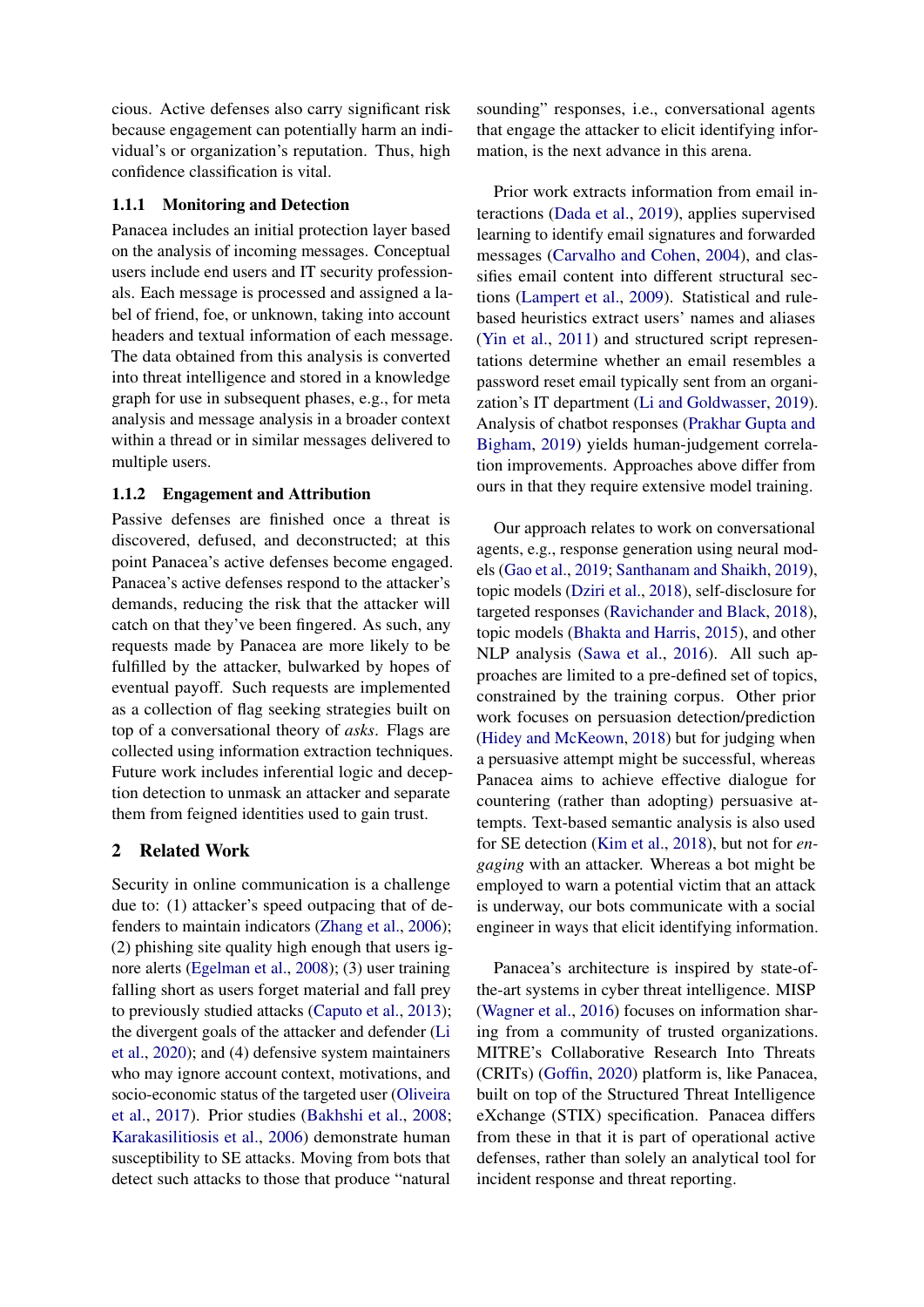cious. Active defenses also carry significant risk because engagement can potentially harm an individual's or organization's reputation. Thus, high confidence classification is vital.

#### 1.1.1 Monitoring and Detection

Panacea includes an initial protection layer based on the analysis of incoming messages. Conceptual users include end users and IT security professionals. Each message is processed and assigned a label of friend, foe, or unknown, taking into account headers and textual information of each message. The data obtained from this analysis is converted into threat intelligence and stored in a knowledge graph for use in subsequent phases, e.g., for meta analysis and message analysis in a broader context within a thread or in similar messages delivered to multiple users.

#### 1.1.2 Engagement and Attribution

Passive defenses are finished once a threat is discovered, defused, and deconstructed; at this point Panacea's active defenses become engaged. Panacea's active defenses respond to the attacker's demands, reducing the risk that the attacker will catch on that they've been fingered. As such, any requests made by Panacea are more likely to be fulfilled by the attacker, bulwarked by hopes of eventual payoff. Such requests are implemented as a collection of flag seeking strategies built on top of a conversational theory of *asks*. Flags are collected using information extraction techniques. Future work includes inferential logic and deception detection to unmask an attacker and separate them from feigned identities used to gain trust.

## 2 Related Work

Security in online communication is a challenge due to: (1) attacker's speed outpacing that of defenders to maintain indicators (Zhang et al., 2006); (2) phishing site quality high enough that users ignore alerts (Egelman et al., 2008); (3) user training falling short as users forget material and fall prey to previously studied attacks (Caputo et al., 2013); the divergent goals of the attacker and defender (Li et al., 2020); and (4) defensive system maintainers who may ignore account context, motivations, and socio-economic status of the targeted user (Oliveira et al., 2017). Prior studies (Bakhshi et al., 2008; Karakasilitiosis et al., 2006) demonstrate human susceptibility to SE attacks. Moving from bots that detect such attacks to those that produce "natural sounding" responses, i.e., conversational agents that engage the attacker to elicit identifying information, is the next advance in this arena.

Prior work extracts information from email interactions (Dada et al., 2019), applies supervised learning to identify email signatures and forwarded messages (Carvalho and Cohen, 2004), and classifies email content into different structural sections (Lampert et al., 2009). Statistical and rule-based heuristics extract users' names and aliases (Yin et al., 2011) and structured script representations determine whether an email resembles a password reset email typically sent from an organization's IT department (Li and Goldwasser, 2019). Analysis of chatbot responses (Prakhar Gupta and Bigham, 2019) yields human-judgement correlation improvements. Approaches above differ from ours in that they require extensive model training.

Our approach relates to work on conversational agents, e.g., response generation using neural models (Gao et al., 2019; Santhanam and Shaikh, 2019), topic models (Dziri et al., 2018), self-disclosure for targeted responses (Ravichander and Black, 2018), topic models (Bhakta and Harris, 2015), and other NLP analysis (Sawa et al., 2016). All such approaches are limited to a pre-defined set of topics, constrained by the training corpus. Other prior work focuses on persuasion detection/prediction (Hidey and McKeown, 2018) but for judging when a persuasive attempt might be successful, whereas Panacea aims to achieve effective dialogue for countering (rather than adopting) persuasive attempts. Text-based semantic analysis is also used for SE detection (Kim et al., 2018), but not for *engaging* with an attacker. Whereas a bot might be employed to warn a potential victim that an attack is underway, our bots communicate with a social engineer in ways that elicit identifying information.

Panacea's architecture is inspired by state-of-the-art systems in cyber threat intelligence. MISP (Wagner et al., 2016) focuses on information sharing from a community of trusted organizations. MITRE's Collaborative Research Into Threats (CRITs) (Goffin, 2020) platform is, like Panacea, built on top of the Structured Threat Intelligence eXchange (STIX) specification. Panacea differs from these in that it is part of operational active defenses, rather than solely an analytical tool for incident response and threat reporting.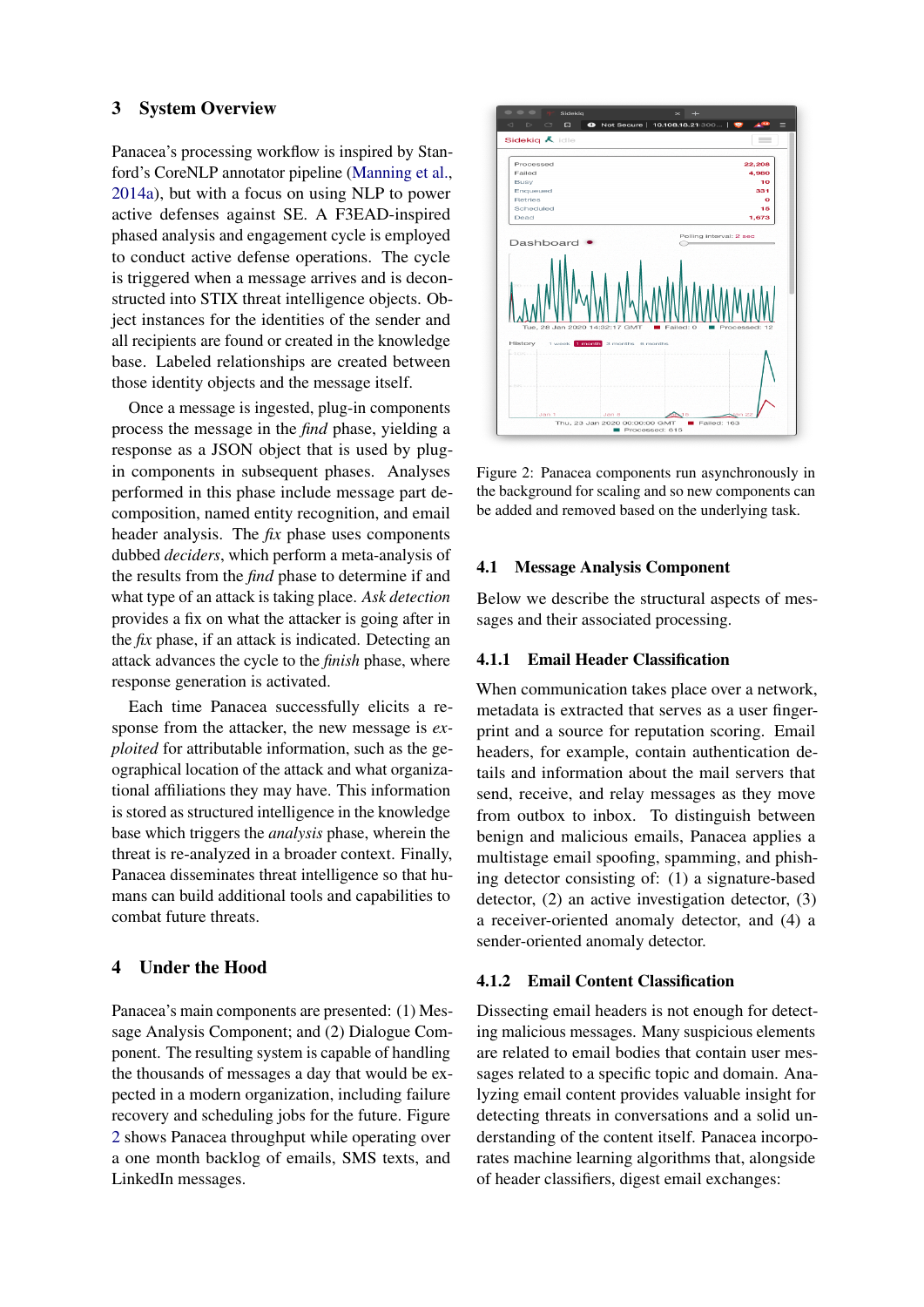## 3 System Overview

Panacea's processing workflow is inspired by Stanford's CoreNLP annotator pipeline (Manning et al., 2014a), but with a focus on using NLP to power active defenses against SE. A F3EAD-inspired phased analysis and engagement cycle is employed to conduct active defense operations. The cycle is triggered when a message arrives and is deconstructed into STIX threat intelligence objects. Object instances for the identities of the sender and all recipients are found or created in the knowledge base. Labeled relationships are created between those identity objects and the message itself.

Once a message is ingested, plug-in components process the message in the *find* phase, yielding a response as a JSON object that is used by plug-in components in subsequent phases. Analyses performed in this phase include message part decomposition, named entity recognition, and email header analysis. The *fix* phase uses components dubbed *deciders*, which perform a meta-analysis of the results from the *find* phase to determine if and what type of an attack is taking place. *Ask detection* provides a fix on what the attacker is going after in the *fix* phase, if an attack is indicated. Detecting an attack advances the cycle to the *finish* phase, where response generation is activated.

Each time Panacea successfully elicits a response from the attacker, the new message is *exploited* for attributable information, such as the geographical location of the attack and what organizational affiliations they may have. This information is stored as structured intelligence in the knowledge base which triggers the *analysis* phase, wherein the threat is re-analyzed in a broader context. Finally, Panacea disseminates threat intelligence so that humans can build additional tools and capabilities to combat future threats.

## 4 Under the Hood

Panacea's main components are presented: (1) Message Analysis Component; and (2) Dialogue Component. The resulting system is capable of handling the thousands of messages a day that would be expected in a modern organization, including failure recovery and scheduling jobs for the future. Figure 2 shows Panacea throughput while operating over a one month backlog of emails, SMS texts, and LinkedIn messages.

Figure 2: Panacea components run asynchronously in the background for scaling and so new components can be added and removed based on the underlying task.

### 4.1 Message Analysis Component

Below we describe the structural aspects of messages and their associated processing.

#### 4.1.1 Email Header Classification

When communication takes place over a network, metadata is extracted that serves as a user fingerprint and a source for reputation scoring. Email headers, for example, contain authentication details and information about the mail servers that send, receive, and relay messages as they move from outbox to inbox. To distinguish between benign and malicious emails, Panacea applies a multistage email spoofing, spamming, and phishing detector consisting of: (1) a signature-based detector, (2) an active investigation detector, (3) a receiver-oriented anomaly detector, and (4) a sender-oriented anomaly detector.

#### 4.1.2 Email Content Classification

Dissecting email headers is not enough for detecting malicious messages. Many suspicious elements are related to email bodies that contain user messages related to a specific topic and domain. Analyzing email content provides valuable insight for detecting threats in conversations and a solid understanding of the content itself. Panacea incorporates machine learning algorithms that, alongside of header classifiers, digest email exchanges: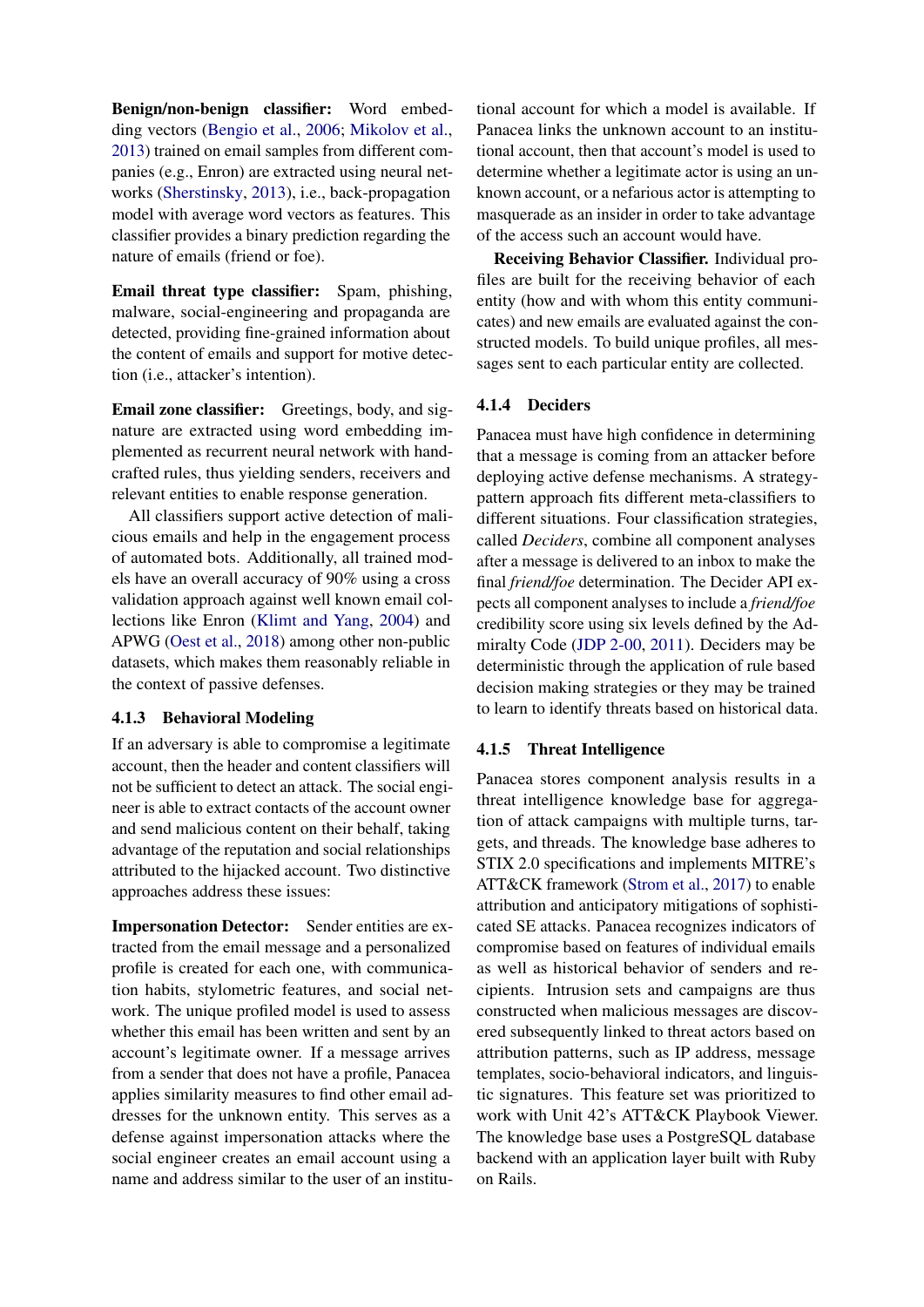**Benign/non-benign classifier:** Word embedding vectors (Bengio et al., 2006; Mikolov et al., 2013) trained on email samples from different companies (e.g., Enron) are extracted using neural networks (Sherstinsky, 2013), i.e., back-propagation model with average word vectors as features. This classifier provides a binary prediction regarding the nature of emails (friend or foe).

**Email threat type classifier:** Spam, phishing, malware, social-engineering and propaganda are detected, providing fine-grained information about the content of emails and support for motive detection (i.e., attacker's intention).

**Email zone classifier:** Greetings, body, and signature are extracted using word embedding implemented as recurrent neural network with handcrafted rules, thus yielding senders, receivers and relevant entities to enable response generation.

All classifiers support active detection of malicious emails and help in the engagement process of automated bots. Additionally, all trained models have an overall accuracy of 90% using a cross validation approach against well known email collections like Enron (Klimt and Yang, 2004) and APWG (Oest et al., 2018) among other non-public datasets, which makes them reasonably reliable in the context of passive defenses.

### 4.1.3 Behavioral Modeling

If an adversary is able to compromise a legitimate account, then the header and content classifiers will not be sufficient to detect an attack. The social engineer is able to extract contacts of the account owner and send malicious content on their behalf, taking advantage of the reputation and social relationships attributed to the hijacked account. Two distinctive approaches address these issues:

**Impersonation Detector:** Sender entities are extracted from the email message and a personalized profile is created for each one, with communication habits, stylometric features, and social network. The unique profiled model is used to assess whether this email has been written and sent by an account's legitimate owner. If a message arrives from a sender that does not have a profile, Panacea applies similarity measures to find other email addresses for the unknown entity. This serves as a defense against impersonation attacks where the social engineer creates an email account using a name and address similar to the user of an institutional account for which a model is available. If Panacea links the unknown account to an institutional account, then that account's model is used to determine whether a legitimate actor is using an unknown account, or a nefarious actor is attempting to masquerade as an insider in order to take advantage of the access such an account would have.

**Receiving Behavior Classifier.** Individual profiles are built for the receiving behavior of each entity (how and with whom this entity communicates) and new emails are evaluated against the constructed models. To build unique profiles, all messages sent to each particular entity are collected.

### 4.1.4 Deciders

Panacea must have high confidence in determining that a message is coming from an attacker before deploying active defense mechanisms. A strategy-pattern approach fits different meta-classifiers to different situations. Four classification strategies, called *Deciders*, combine all component analyses after a message is delivered to an inbox to make the final *friend/foe* determination. The Decider API expects all component analyses to include a *friend/foe* credibility score using six levels defined by the Admiralty Code (JDP 2-00, 2011). Deciders may be deterministic through the application of rule based decision making strategies or they may be trained to learn to identify threats based on historical data.

### 4.1.5 Threat Intelligence

Panacea stores component analysis results in a threat intelligence knowledge base for aggregation of attack campaigns with multiple turns, targets, and threads. The knowledge base adheres to STIX 2.0 specifications and implements MITRE's ATT&CK framework (Strom et al., 2017) to enable attribution and anticipatory mitigations of sophisticated SE attacks. Panacea recognizes indicators of compromise based on features of individual emails as well as historical behavior of senders and recipients. Intrusion sets and campaigns are thus constructed when malicious messages are discovered subsequently linked to threat actors based on attribution patterns, such as IP address, message templates, socio-behavioral indicators, and linguistic signatures. This feature set was prioritized to work with Unit 42's ATT&CK Playbook Viewer. The knowledge base uses a PostgreSQL database backend with an application layer built with Ruby on Rails.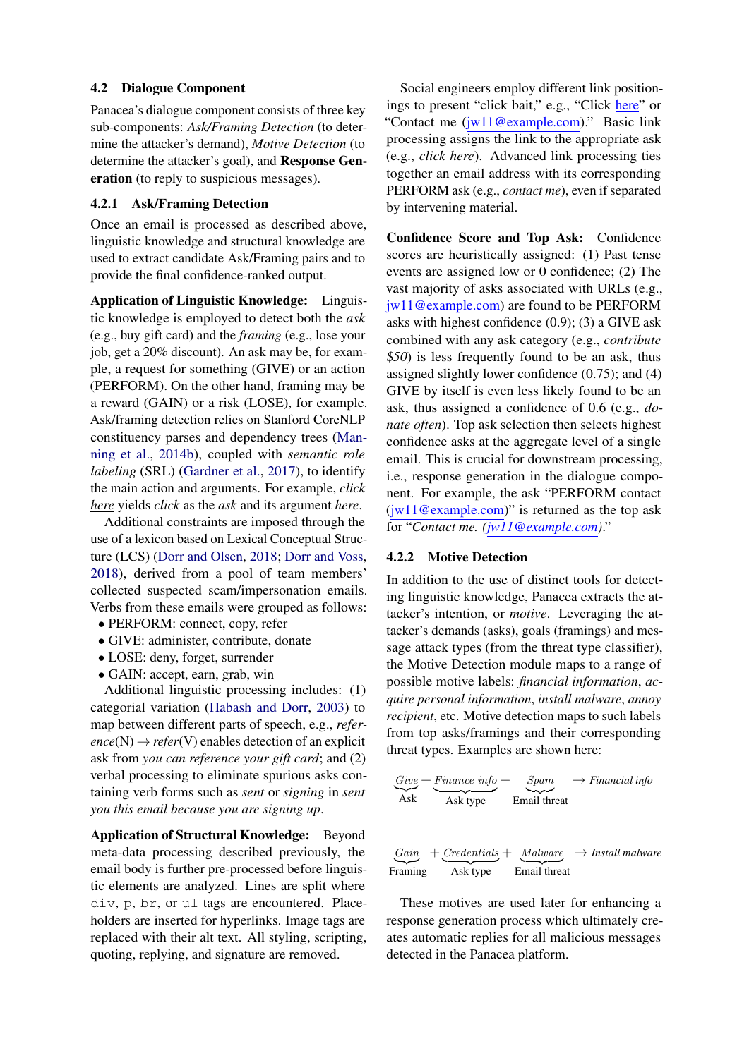### 4.2 Dialogue Component

Panacea's dialogue component consists of three key sub-components: *Ask/Framing Detection* (to determine the attacker's demand), *Motive Detection* (to determine the attacker's goal), and **Response Generation** (to reply to suspicious messages).

#### 4.2.1 Ask/Framing Detection

Once an email is processed as described above, linguistic knowledge and structural knowledge are used to extract candidate Ask/Framing pairs and to provide the final confidence-ranked output.

**Application of Linguistic Knowledge:** Linguistic knowledge is employed to detect both the *ask* (e.g., buy gift card) and the *framing* (e.g., lose your job, get a 20% discount). An ask may be, for example, a request for something (GIVE) or an action (PERFORM). On the other hand, framing may be a reward (GAIN) or a risk (LOSE), for example. Ask/framing detection relies on Stanford CoreNLP constituency parses and dependency trees (Manning et al., 2014b), coupled with *semantic role labeling* (SRL) (Gardner et al., 2017), to identify the main action and arguments. For example, *click here* yields *click* as the *ask* and its argument *here*.

Additional constraints are imposed through the use of a lexicon based on Lexical Conceptual Structure (LCS) (Dorr and Olsen, 2018; Dorr and Voss, 2018), derived from a pool of team members' collected suspected scam/impersonation emails. Verbs from these emails were grouped as follows:

- PERFORM: connect, copy, refer
- GIVE: administer, contribute, donate
- LOSE: deny, forget, surrender
- GAIN: accept, earn, grab, win

Additional linguistic processing includes: (1) categorial variation (Habash and Dorr, 2003) to map between different parts of speech, e.g., *reference*(N) → *refer*(V) enables detection of an explicit ask from *you can reference your gift card*; and (2) verbal processing to eliminate spurious asks containing verb forms such as *sent* or *signing* in *sent you this email because you are signing up*.

**Application of Structural Knowledge:** Beyond meta-data processing described previously, the email body is further pre-processed before linguistic elements are analyzed. Lines are split where `div`, `p`, `br`, or `ul` tags are encountered. Placeholders are inserted for hyperlinks. Image tags are replaced with their alt text. All styling, scripting, quoting, replying, and signature are removed.

Social engineers employ different link positionings to present "click bait," e.g., "Click here" or "Contact me (jw11@example.com)." Basic link processing assigns the link to the appropriate ask (e.g., *click here*). Advanced link processing ties together an email address with its corresponding PERFORM ask (e.g., *contact me*), even if separated by intervening material.

**Confidence Score and Top Ask:** Confidence scores are heuristically assigned: (1) Past tense events are assigned low or 0 confidence; (2) The vast majority of asks associated with URLs (e.g., jw11@example.com) are found to be PERFORM asks with highest confidence (0.9); (3) a GIVE ask combined with any ask category (e.g., *contribute $50*) is less frequently found to be an ask, thus assigned slightly lower confidence (0.75); and (4) GIVE by itself is even less likely found to be an ask, thus assigned a confidence of 0.6 (e.g., *donate often*). Top ask selection then selects highest confidence asks at the aggregate level of a single email. This is crucial for downstream processing, i.e., response generation in the dialogue component. For example, the ask "PERFORM contact (jw11@example.com)" is returned as the top ask for "*Contact me. (jw11@example.com)*."

#### 4.2.2 Motive Detection

In addition to the use of distinct tools for detecting linguistic knowledge, Panacea extracts the attacker's intention, or *motive*. Leveraging the attacker's demands (asks), goals (framings) and message attack types (from the threat type classifier), the Motive Detection module maps to a range of possible motive labels: *financial information*, *acquire personal information*, *install malware*, *annoy recipient*, etc. Motive detection maps to such labels from top asks/framings and their corresponding threat types. Examples are shown here:

$$\underbrace{\textit{Give}}_{\text{Ask}} + \underbrace{\textit{Finance info}}_{\text{Ask type}} + \underbrace{\textit{Spam}}_{\text{Email threat}} \rightarrow \textit{Financial info}$$

$$\underbrace{\textit{Gain}}_{\text{Framing}} + \underbrace{\textit{Credentials}}_{\text{Ask type}} + \underbrace{\textit{Malware}}_{\text{Email threat}} \rightarrow \textit{Install malware}$$

These motives are used later for enhancing a response generation process which ultimately creates automatic replies for all malicious messages detected in the Panacea platform.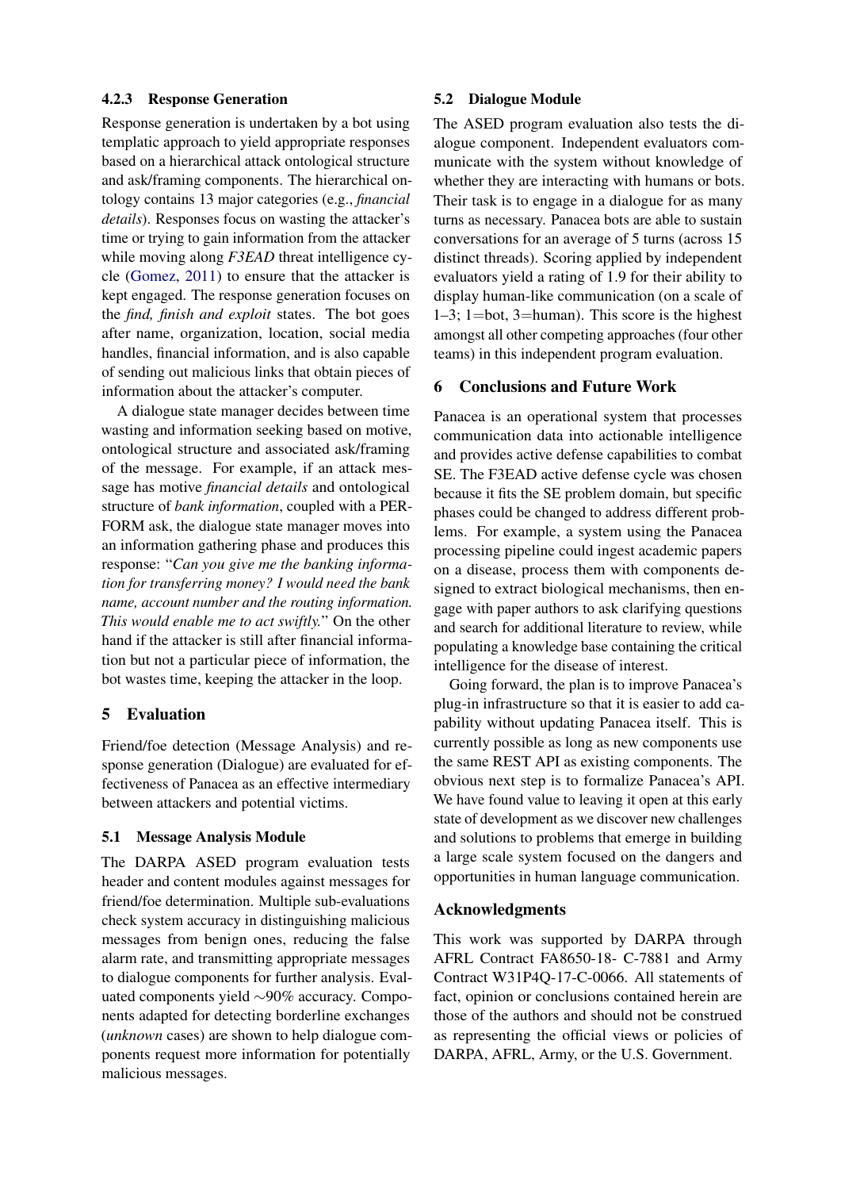### 4.2.3 Response Generation

Response generation is undertaken by a bot using templatic approach to yield appropriate responses based on a hierarchical attack ontological structure and ask/framing components. The hierarchical ontology contains 13 major categories (e.g., *financial details*). Responses focus on wasting the attacker's time or trying to gain information from the attacker while moving along *F3EAD* threat intelligence cycle (Gomez, 2011) to ensure that the attacker is kept engaged. The response generation focuses on the *find, finish and exploit* states. The bot goes after name, organization, location, social media handles, financial information, and is also capable of sending out malicious links that obtain pieces of information about the attacker's computer.

A dialogue state manager decides between time wasting and information seeking based on motive, ontological structure and associated ask/framing of the message. For example, if an attack message has motive *financial details* and ontological structure of *bank information*, coupled with a PERFORM ask, the dialogue state manager moves into an information gathering phase and produces this response: "*Can you give me the banking information for transferring money? I would need the bank name, account number and the routing information. This would enable me to act swiftly.*" On the other hand if the attacker is still after financial information but not a particular piece of information, the bot wastes time, keeping the attacker in the loop.

## 5 Evaluation

Friend/foe detection (Message Analysis) and response generation (Dialogue) are evaluated for effectiveness of Panacea as an effective intermediary between attackers and potential victims.

### 5.1 Message Analysis Module

The DARPA ASED program evaluation tests header and content modules against messages for friend/foe determination. Multiple sub-evaluations check system accuracy in distinguishing malicious messages from benign ones, reducing the false alarm rate, and transmitting appropriate messages to dialogue components for further analysis. Evaluated components yield ∼90% accuracy. Components adapted for detecting borderline exchanges (*unknown* cases) are shown to help dialogue components request more information for potentially malicious messages.

### 5.2 Dialogue Module

The ASED program evaluation also tests the dialogue component. Independent evaluators communicate with the system without knowledge of whether they are interacting with humans or bots. Their task is to engage in a dialogue for as many turns as necessary. Panacea bots are able to sustain conversations for an average of 5 turns (across 15 distinct threads). Scoring applied by independent evaluators yield a rating of 1.9 for their ability to display human-like communication (on a scale of 1–3; 1=bot, 3=human). This score is the highest amongst all other competing approaches (four other teams) in this independent program evaluation.

## 6 Conclusions and Future Work

Panacea is an operational system that processes communication data into actionable intelligence and provides active defense capabilities to combat SE. The F3EAD active defense cycle was chosen because it fits the SE problem domain, but specific phases could be changed to address different problems. For example, a system using the Panacea processing pipeline could ingest academic papers on a disease, process them with components designed to extract biological mechanisms, then engage with paper authors to ask clarifying questions and search for additional literature to review, while populating a knowledge base containing the critical intelligence for the disease of interest.

Going forward, the plan is to improve Panacea's plug-in infrastructure so that it is easier to add capability without updating Panacea itself. This is currently possible as long as new components use the same REST API as existing components. The obvious next step is to formalize Panacea's API. We have found value to leaving it open at this early state of development as we discover new challenges and solutions to problems that emerge in building a large scale system focused on the dangers and opportunities in human language communication.

## Acknowledgments

This work was supported by DARPA through AFRL Contract FA8650-18- C-7881 and Army Contract W31P4Q-17-C-0066. All statements of fact, opinion or conclusions contained herein are those of the authors and should not be construed as representing the official views or policies of DARPA, AFRL, Army, or the U.S. Government.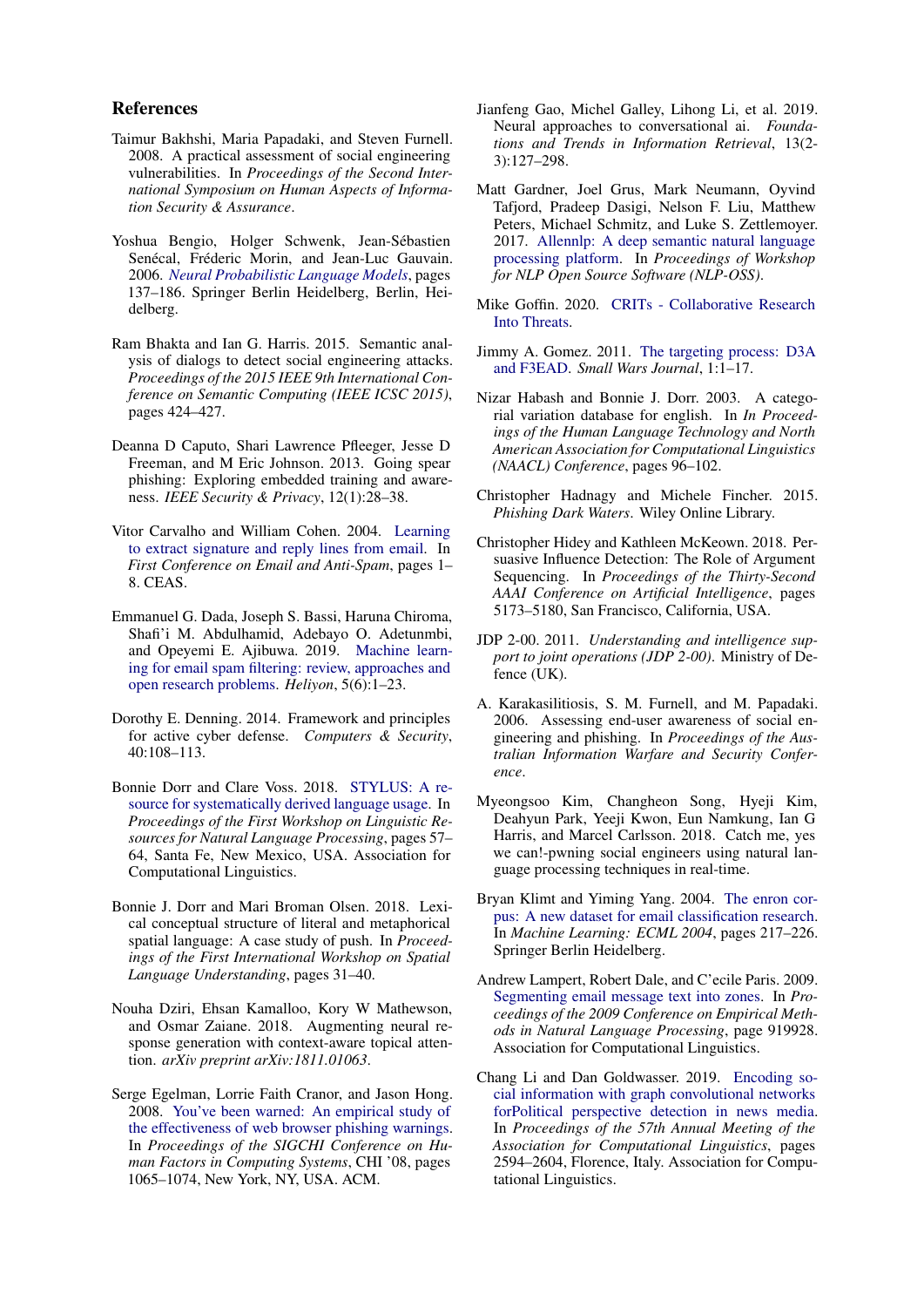## References

Taimur Bakhshi, Maria Papadaki, and Steven Furnell. 2008. A practical assessment of social engineering vulnerabilities. In *Proceedings of the Second International Symposium on Human Aspects of Information Security & Assurance*.

Yoshua Bengio, Holger Schwenk, Jean-Sébastien Senécal, Fréderic Morin, and Jean-Luc Gauvain. 2006. *Neural Probabilistic Language Models*, pages 137–186. Springer Berlin Heidelberg, Berlin, Heidelberg.

Ram Bhakta and Ian G. Harris. 2015. Semantic analysis of dialogs to detect social engineering attacks. *Proceedings of the 2015 IEEE 9th International Conference on Semantic Computing (IEEE ICSC 2015)*, pages 424–427.

Deanna D Caputo, Shari Lawrence Pfleeger, Jesse D Freeman, and M Eric Johnson. 2013. Going spear phishing: Exploring embedded training and awareness. *IEEE Security & Privacy*, 12(1):28–38.

Vitor Carvalho and William Cohen. 2004. Learning to extract signature and reply lines from email. In *First Conference on Email and Anti-Spam*, pages 1–8. CEAS.

Emmanuel G. Dada, Joseph S. Bassi, Haruna Chiroma, Shafi'i M. Abdulhamid, Adebayo O. Adetunmbi, and Opeyemi E. Ajibuwa. 2019. Machine learning for email spam filtering: review, approaches and open research problems. *Heliyon*, 5(6):1–23.

Dorothy E. Denning. 2014. Framework and principles for active cyber defense. *Computers & Security*, 40:108–113.

Bonnie Dorr and Clare Voss. 2018. STYLUS: A resource for systematically derived language usage. In *Proceedings of the First Workshop on Linguistic Resources for Natural Language Processing*, pages 57–64, Santa Fe, New Mexico, USA. Association for Computational Linguistics.

Bonnie J. Dorr and Mari Broman Olsen. 2018. Lexical conceptual structure of literal and metaphorical spatial language: A case study of push. In *Proceedings of the First International Workshop on Spatial Language Understanding*, pages 31–40.

Nouha Dziri, Ehsan Kamalloo, Kory W Mathewson, and Osmar Zaiane. 2018. Augmenting neural response generation with context-aware topical attention. *arXiv preprint arXiv:1811.01063*.

Serge Egelman, Lorrie Faith Cranor, and Jason Hong. 2008. You've been warned: An empirical study of the effectiveness of web browser phishing warnings. In *Proceedings of the SIGCHI Conference on Human Factors in Computing Systems*, CHI '08, pages 1065–1074, New York, NY, USA. ACM.

Jianfeng Gao, Michel Galley, Lihong Li, et al. 2019. Neural approaches to conversational ai. *Foundations and Trends in Information Retrieval*, 13(2-3):127–298.

Matt Gardner, Joel Grus, Mark Neumann, Oyvind Tafjord, Pradeep Dasigi, Nelson F. Liu, Matthew Peters, Michael Schmitz, and Luke S. Zettlemoyer. 2017. Allennlp: A deep semantic natural language processing platform. In *Proceedings of Workshop for NLP Open Source Software (NLP-OSS)*.

Mike Goffin. 2020. CRITs - Collaborative Research Into Threats.

Jimmy A. Gomez. 2011. The targeting process: D3A and F3EAD. *Small Wars Journal*, 1:1–17.

Nizar Habash and Bonnie J. Dorr. 2003. A categorial variation database for english. In *In Proceedings of the Human Language Technology and North American Association for Computational Linguistics (NAACL) Conference*, pages 96–102.

Christopher Hadnagy and Michele Fincher. 2015. *Phishing Dark Waters*. Wiley Online Library.

Christopher Hidey and Kathleen McKeown. 2018. Persuasive Influence Detection: The Role of Argument Sequencing. In *Proceedings of the Thirty-Second AAAI Conference on Artificial Intelligence*, pages 5173–5180, San Francisco, California, USA.

JDP 2-00. 2011. *Understanding and intelligence support to joint operations (JDP 2-00)*. Ministry of Defence (UK).

A. Karakasilitiosis, S. M. Furnell, and M. Papadaki. 2006. Assessing end-user awareness of social engineering and phishing. In *Proceedings of the Australian Information Warfare and Security Conference*.

Myeongsoo Kim, Changheon Song, Hyeji Kim, Deahyun Park, Yeeji Kwon, Eun Namkung, Ian G Harris, and Marcel Carlsson. 2018. Catch me, yes we can!-pwning social engineers using natural language processing techniques in real-time.

Bryan Klimt and Yiming Yang. 2004. The enron corpus: A new dataset for email classification research. In *Machine Learning: ECML 2004*, pages 217–226. Springer Berlin Heidelberg.

Andrew Lampert, Robert Dale, and C'ecile Paris. 2009. Segmenting email message text into zones. In *Proceedings of the 2009 Conference on Empirical Methods in Natural Language Processing*, page 919928. Association for Computational Linguistics.

Chang Li and Dan Goldwasser. 2019. Encoding social information with graph convolutional networks forPolitical perspective detection in news media. In *Proceedings of the 57th Annual Meeting of the Association for Computational Linguistics*, pages 2594–2604, Florence, Italy. Association for Computational Linguistics.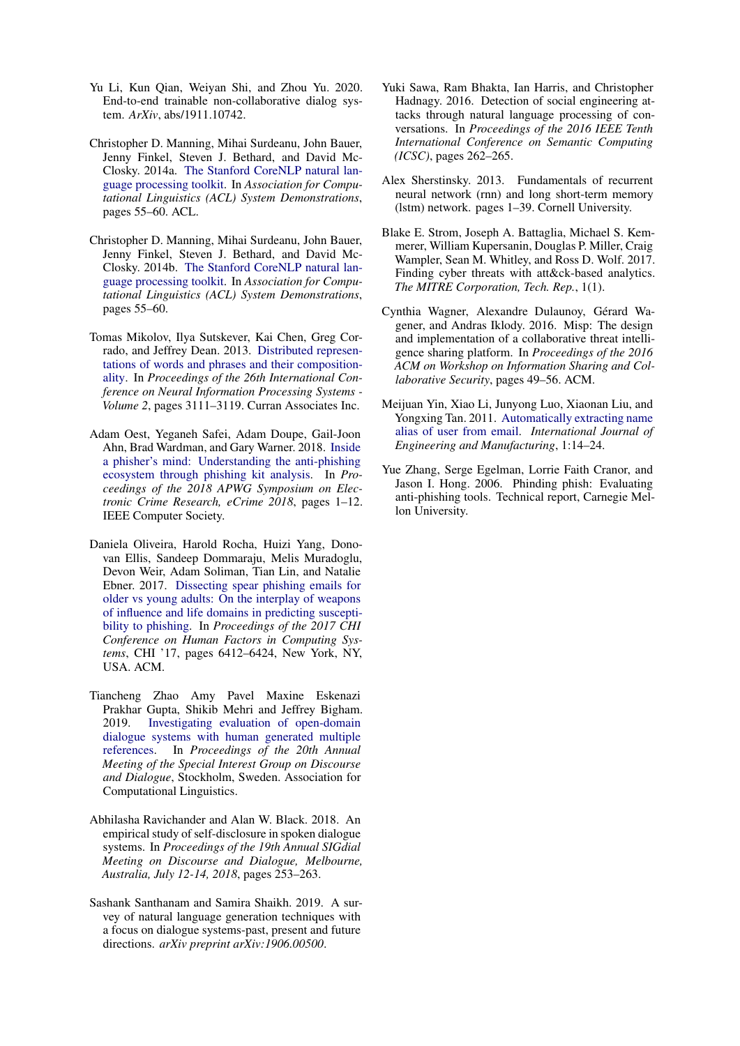Yu Li, Kun Qian, Weiyan Shi, and Zhou Yu. 2020. End-to-end trainable non-collaborative dialog system. *ArXiv*, abs/1911.10742.

Christopher D. Manning, Mihai Surdeanu, John Bauer, Jenny Finkel, Steven J. Bethard, and David McClosky. 2014a. The Stanford CoreNLP natural language processing toolkit. In *Association for Computational Linguistics (ACL) System Demonstrations*, pages 55–60. ACL.

Christopher D. Manning, Mihai Surdeanu, John Bauer, Jenny Finkel, Steven J. Bethard, and David McClosky. 2014b. The Stanford CoreNLP natural language processing toolkit. In *Association for Computational Linguistics (ACL) System Demonstrations*, pages 55–60.

Tomas Mikolov, Ilya Sutskever, Kai Chen, Greg Corrado, and Jeffrey Dean. 2013. Distributed representations of words and phrases and their compositionality. In *Proceedings of the 26th International Conference on Neural Information Processing Systems - Volume 2*, pages 3111–3119. Curran Associates Inc.

Adam Oest, Yeganeh Safei, Adam Doupe, Gail-Joon Ahn, Brad Wardman, and Gary Warner. 2018. Inside a phisher's mind: Understanding the anti-phishing ecosystem through phishing kit analysis. In *Proceedings of the 2018 APWG Symposium on Electronic Crime Research, eCrime 2018*, pages 1–12. IEEE Computer Society.

Daniela Oliveira, Harold Rocha, Huizi Yang, Donovan Ellis, Sandeep Dommaraju, Melis Muradoglu, Devon Weir, Adam Soliman, Tian Lin, and Natalie Ebner. 2017. Dissecting spear phishing emails for older vs young adults: On the interplay of weapons of influence and life domains in predicting susceptibility to phishing. In *Proceedings of the 2017 CHI Conference on Human Factors in Computing Systems*, CHI '17, pages 6412–6424, New York, NY, USA. ACM.

Tiancheng Zhao Amy Pavel Maxine Eskenazi Prakhar Gupta, Shikib Mehri and Jeffrey Bigham. 2019. Investigating evaluation of open-domain dialogue systems with human generated multiple references. In *Proceedings of the 20th Annual Meeting of the Special Interest Group on Discourse and Dialogue*, Stockholm, Sweden. Association for Computational Linguistics.

Abhilasha Ravichander and Alan W. Black. 2018. An empirical study of self-disclosure in spoken dialogue systems. In *Proceedings of the 19th Annual SIGdial Meeting on Discourse and Dialogue, Melbourne, Australia, July 12-14, 2018*, pages 253–263.

Sashank Santhanam and Samira Shaikh. 2019. A survey of natural language generation techniques with a focus on dialogue systems-past, present and future directions. *arXiv preprint arXiv:1906.00500*.

Yuki Sawa, Ram Bhakta, Ian Harris, and Christopher Hadnagy. 2016. Detection of social engineering attacks through natural language processing of conversations. In *Proceedings of the 2016 IEEE Tenth International Conference on Semantic Computing (ICSC)*, pages 262–265.

Alex Sherstinsky. 2013. Fundamentals of recurrent neural network (rnn) and long short-term memory (lstm) network. pages 1–39. Cornell University.

Blake E. Strom, Joseph A. Battaglia, Michael S. Kemmerer, William Kupersanin, Douglas P. Miller, Craig Wampler, Sean M. Whitley, and Ross D. Wolf. 2017. Finding cyber threats with att&ck-based analytics. *The MITRE Corporation, Tech. Rep.*, 1(1).

Cynthia Wagner, Alexandre Dulaunoy, Gérard Wagener, and Andras Iklody. 2016. Misp: The design and implementation of a collaborative threat intelligence sharing platform. In *Proceedings of the 2016 ACM on Workshop on Information Sharing and Collaborative Security*, pages 49–56. ACM.

Meijuan Yin, Xiao Li, Junyong Luo, Xiaonan Liu, and Yongxing Tan. 2011. Automatically extracting name alias of user from email. *International Journal of Engineering and Manufacturing*, 1:14–24.

Yue Zhang, Serge Egelman, Lorrie Faith Cranor, and Jason I. Hong. 2006. Phinding phish: Evaluating anti-phishing tools. Technical report, Carnegie Mellon University.